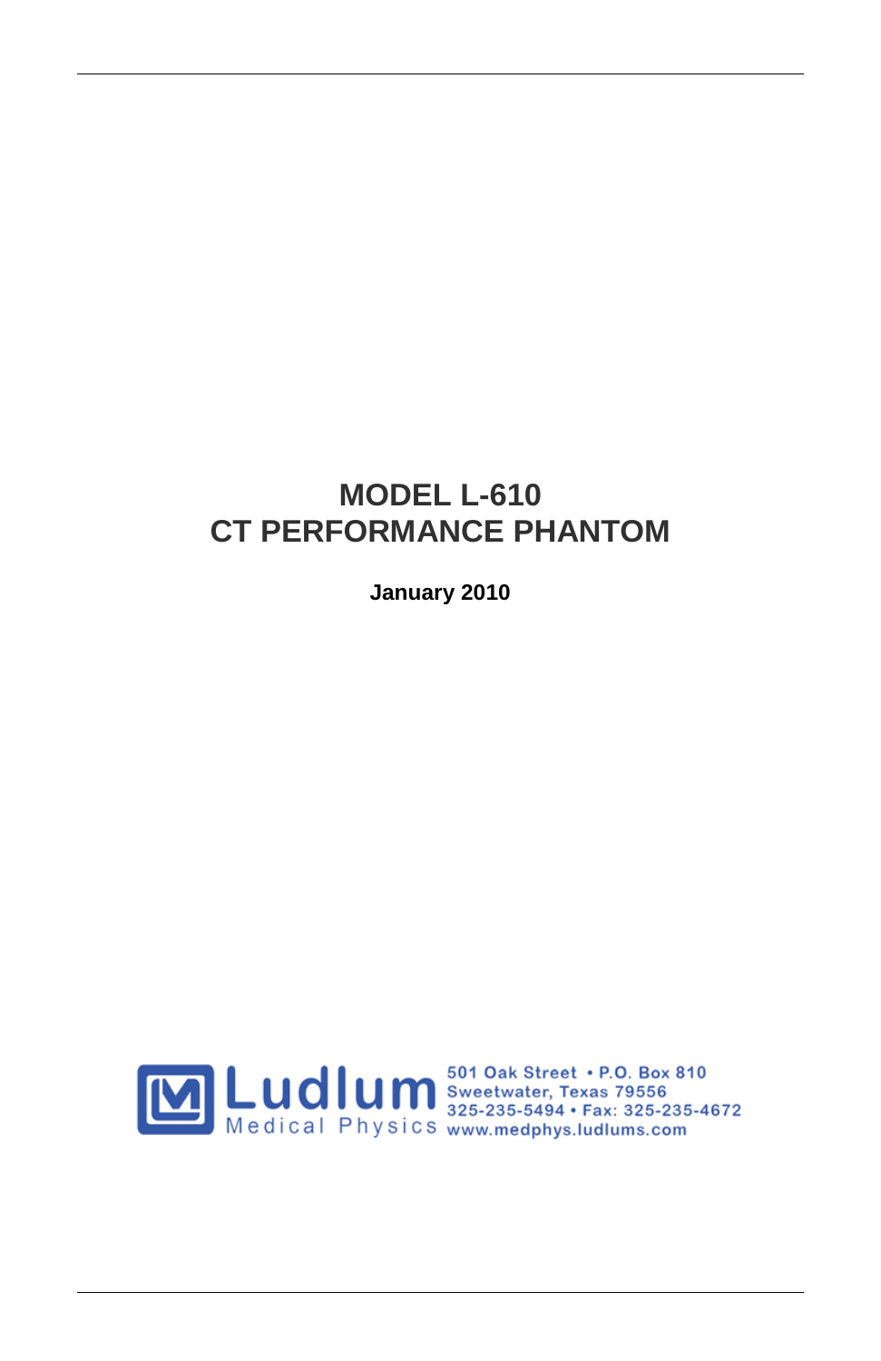# MODEL L-610
# CT PERFORMANCE PHANTOM

**January 2010**

Ludlum Medical Physics

501 Oak Street • P.O. Box 810
Sweetwater, Texas 79556
325-235-5494 • Fax: 325-235-4672
www.medphys.ludlums.com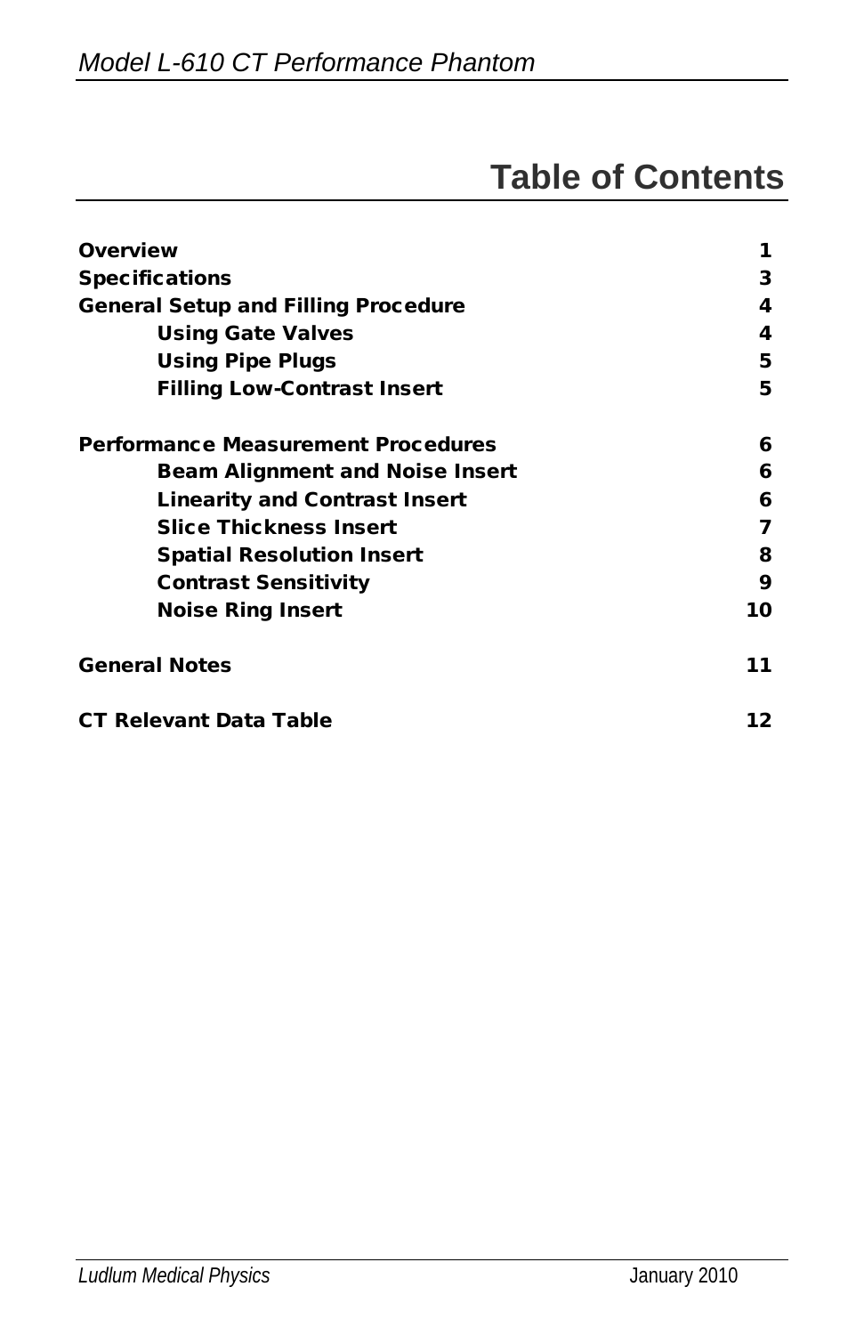# Table of Contents

| | |
|---|---|
| **Overview** | **1** |
| **Specifications** | **3** |
| **General Setup and Filling Procedure** | **4** |
| &nbsp;&nbsp;&nbsp;&nbsp;**Using Gate Valves** | **4** |
| &nbsp;&nbsp;&nbsp;&nbsp;**Using Pipe Plugs** | **5** |
| &nbsp;&nbsp;&nbsp;&nbsp;**Filling Low-Contrast Insert** | **5** |
| **Performance Measurement Procedures** | **6** |
| &nbsp;&nbsp;&nbsp;&nbsp;**Beam Alignment and Noise Insert** | **6** |
| &nbsp;&nbsp;&nbsp;&nbsp;**Linearity and Contrast Insert** | **6** |
| &nbsp;&nbsp;&nbsp;&nbsp;**Slice Thickness Insert** | **7** |
| &nbsp;&nbsp;&nbsp;&nbsp;**Spatial Resolution Insert** | **8** |
| &nbsp;&nbsp;&nbsp;&nbsp;**Contrast Sensitivity** | **9** |
| &nbsp;&nbsp;&nbsp;&nbsp;**Noise Ring Insert** | **10** |
| **General Notes** | **11** |
| **CT Relevant Data Table** | **12** |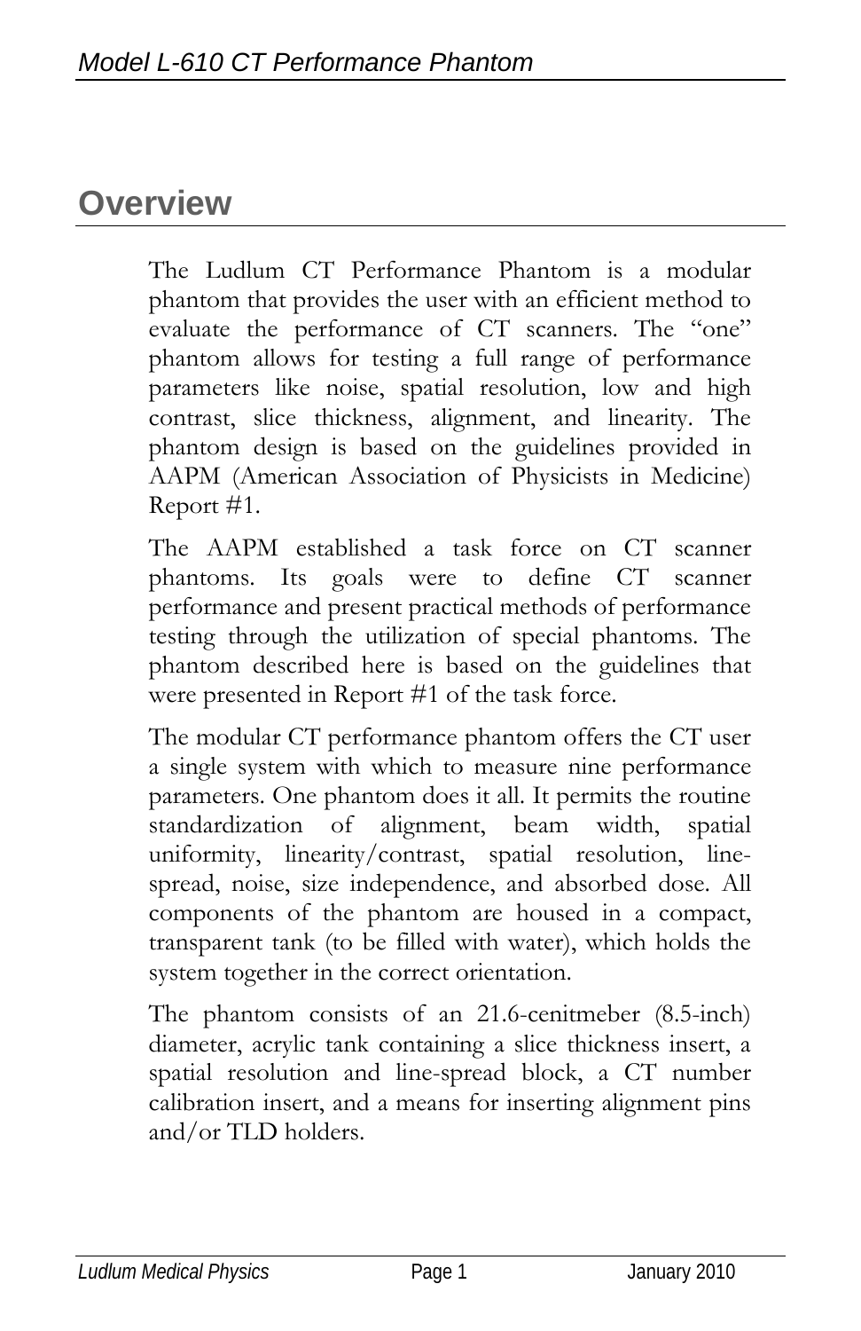# Overview

The Ludlum CT Performance Phantom is a modular phantom that provides the user with an efficient method to evaluate the performance of CT scanners. The "one" phantom allows for testing a full range of performance parameters like noise, spatial resolution, low and high contrast, slice thickness, alignment, and linearity. The phantom design is based on the guidelines provided in AAPM (American Association of Physicists in Medicine) Report #1.

The AAPM established a task force on CT scanner phantoms. Its goals were to define CT scanner performance and present practical methods of performance testing through the utilization of special phantoms. The phantom described here is based on the guidelines that were presented in Report #1 of the task force.

The modular CT performance phantom offers the CT user a single system with which to measure nine performance parameters. One phantom does it all. It permits the routine standardization of alignment, beam width, spatial uniformity, linearity/contrast, spatial resolution, line-spread, noise, size independence, and absorbed dose. All components of the phantom are housed in a compact, transparent tank (to be filled with water), which holds the system together in the correct orientation.

The phantom consists of an 21.6-cenitmeber (8.5-inch) diameter, acrylic tank containing a slice thickness insert, a spatial resolution and line-spread block, a CT number calibration insert, and a means for inserting alignment pins and/or TLD holders.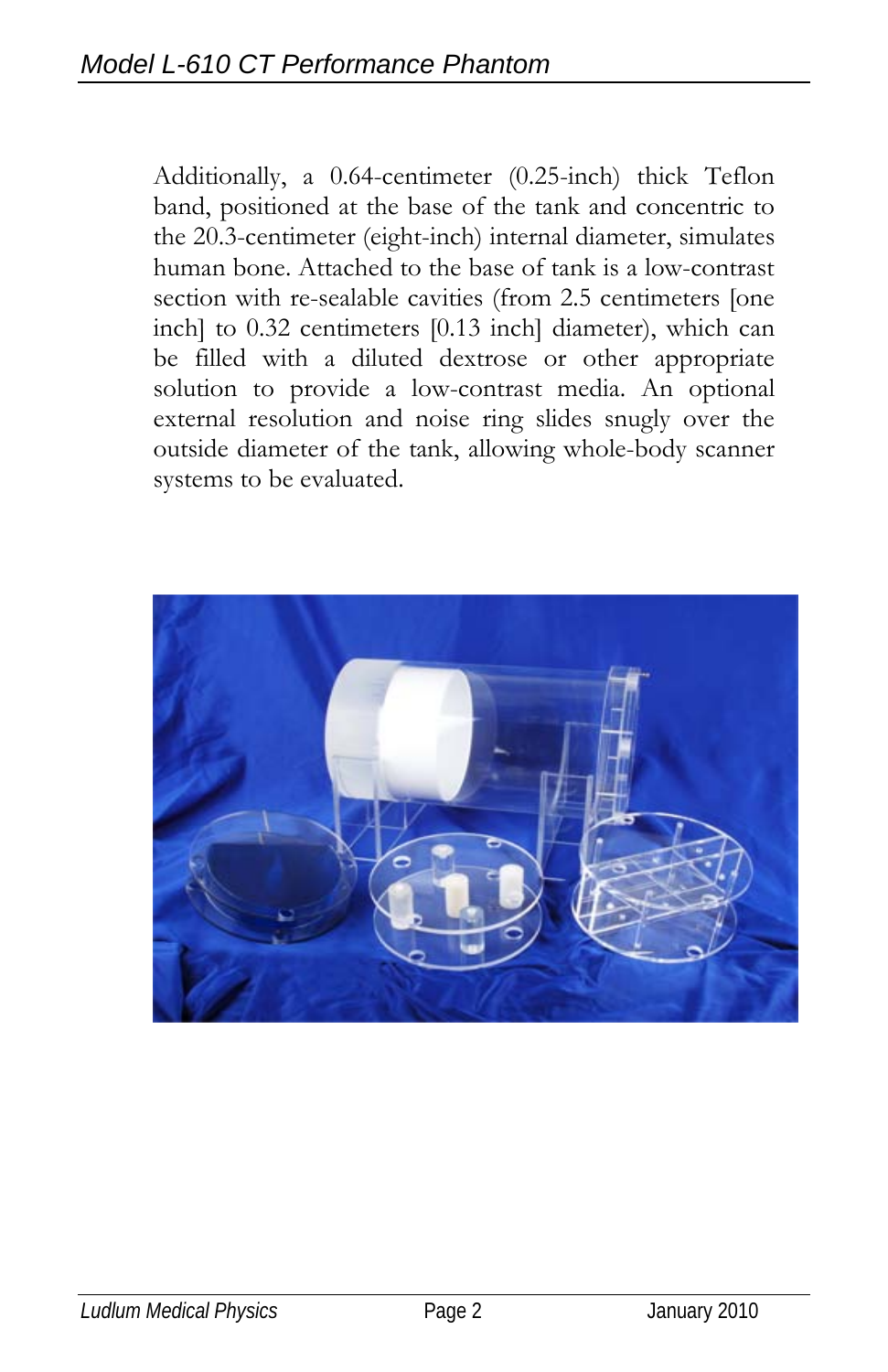Additionally, a 0.64-centimeter (0.25-inch) thick Teflon band, positioned at the base of the tank and concentric to the 20.3-centimeter (eight-inch) internal diameter, simulates human bone. Attached to the base of tank is a low-contrast section with re-sealable cavities (from 2.5 centimeters [one inch] to 0.32 centimeters [0.13 inch] diameter), which can be filled with a diluted dextrose or other appropriate solution to provide a low-contrast media. An optional external resolution and noise ring slides snugly over the outside diameter of the tank, allowing whole-body scanner systems to be evaluated.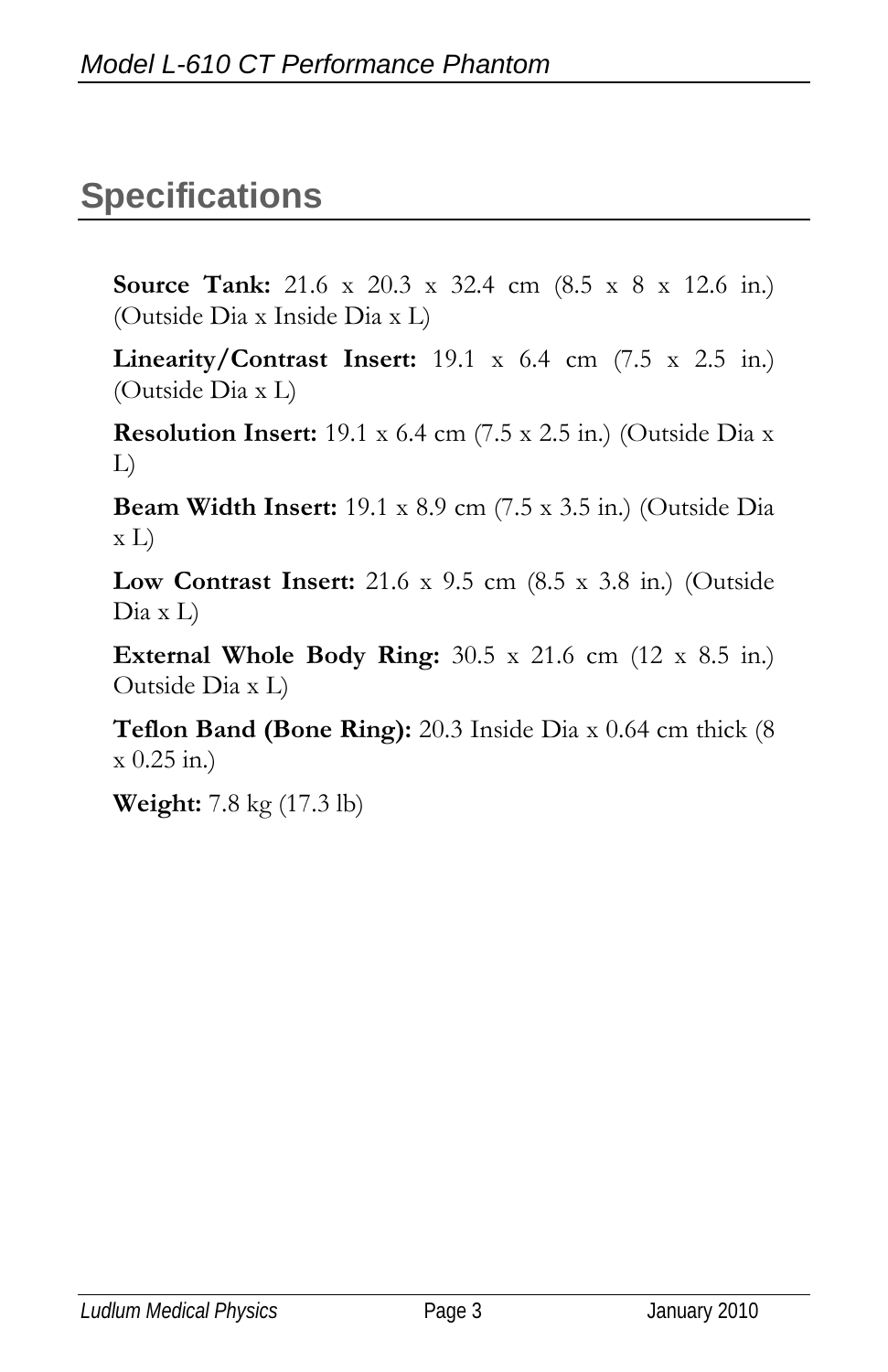## Specifications

**Source Tank:** 21.6 x 20.3 x 32.4 cm (8.5 x 8 x 12.6 in.) (Outside Dia x Inside Dia x L)

**Linearity/Contrast Insert:** 19.1 x 6.4 cm (7.5 x 2.5 in.) (Outside Dia x L)

**Resolution Insert:** 19.1 x 6.4 cm (7.5 x 2.5 in.) (Outside Dia x L)

**Beam Width Insert:** 19.1 x 8.9 cm (7.5 x 3.5 in.) (Outside Dia x L)

**Low Contrast Insert:** 21.6 x 9.5 cm (8.5 x 3.8 in.) (Outside Dia x L)

**External Whole Body Ring:** 30.5 x 21.6 cm (12 x 8.5 in.) Outside Dia x L)

**Teflon Band (Bone Ring):** 20.3 Inside Dia x 0.64 cm thick (8 x 0.25 in.)

**Weight:** 7.8 kg (17.3 lb)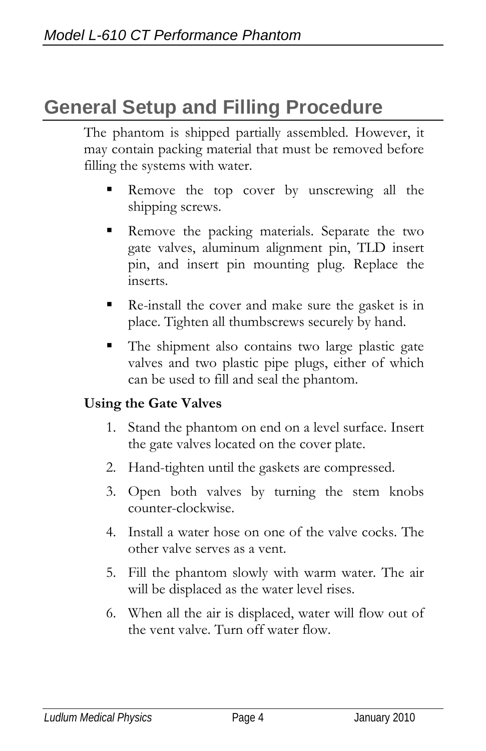# General Setup and Filling Procedure

The phantom is shipped partially assembled. However, it may contain packing material that must be removed before filling the systems with water.

- Remove the top cover by unscrewing all the shipping screws.
- Remove the packing materials. Separate the two gate valves, aluminum alignment pin, TLD insert pin, and insert pin mounting plug. Replace the inserts.
- Re-install the cover and make sure the gasket is in place. Tighten all thumbscrews securely by hand.
- The shipment also contains two large plastic gate valves and two plastic pipe plugs, either of which can be used to fill and seal the phantom.

**Using the Gate Valves**

1. Stand the phantom on end on a level surface. Insert the gate valves located on the cover plate.
2. Hand-tighten until the gaskets are compressed.
3. Open both valves by turning the stem knobs counter-clockwise.
4. Install a water hose on one of the valve cocks. The other valve serves as a vent.
5. Fill the phantom slowly with warm water. The air will be displaced as the water level rises.
6. When all the air is displaced, water will flow out of the vent valve. Turn off water flow.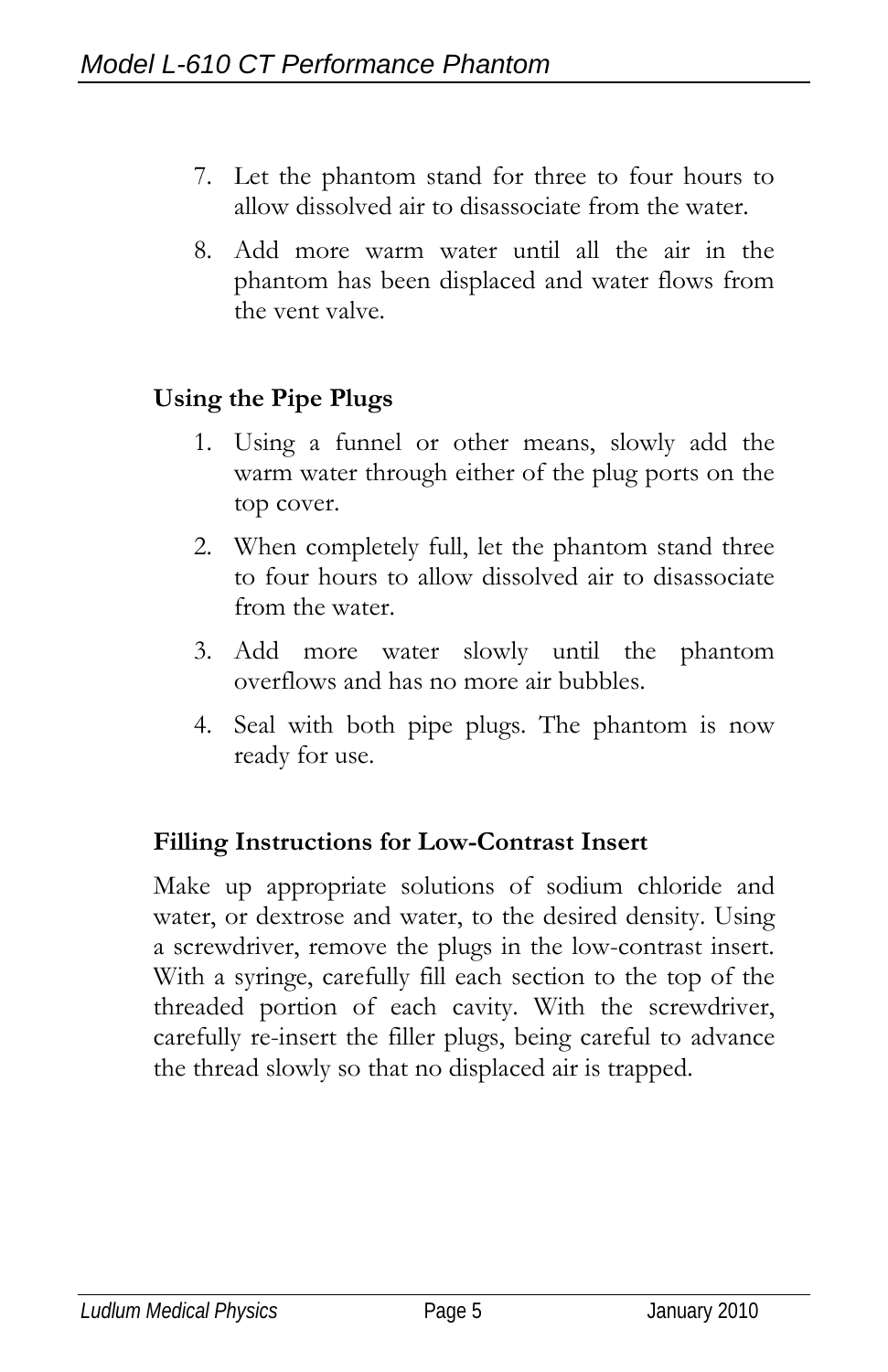7. Let the phantom stand for three to four hours to allow dissolved air to disassociate from the water.
8. Add more warm water until all the air in the phantom has been displaced and water flows from the vent valve.

**Using the Pipe Plugs**

1. Using a funnel or other means, slowly add the warm water through either of the plug ports on the top cover.
2. When completely full, let the phantom stand three to four hours to allow dissolved air to disassociate from the water.
3. Add more water slowly until the phantom overflows and has no more air bubbles.
4. Seal with both pipe plugs. The phantom is now ready for use.

**Filling Instructions for Low-Contrast Insert**

Make up appropriate solutions of sodium chloride and water, or dextrose and water, to the desired density. Using a screwdriver, remove the plugs in the low-contrast insert. With a syringe, carefully fill each section to the top of the threaded portion of each cavity. With the screwdriver, carefully re-insert the filler plugs, being careful to advance the thread slowly so that no displaced air is trapped.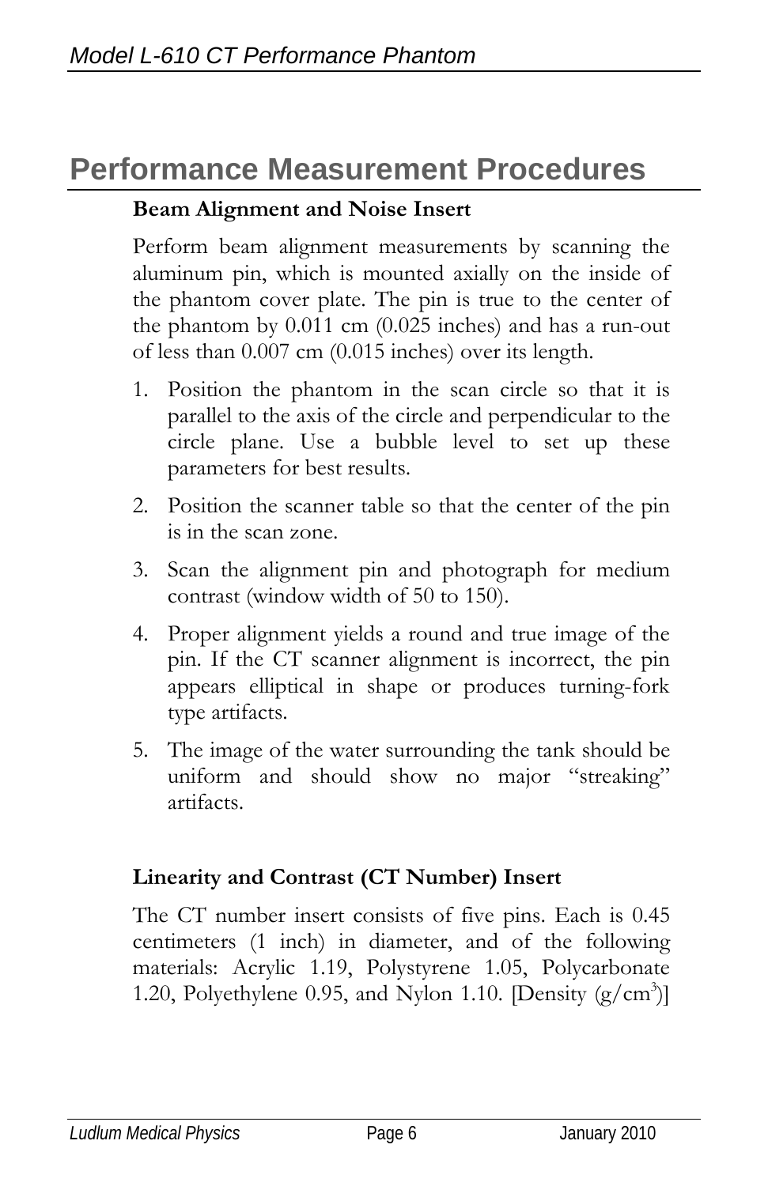# Performance Measurement Procedures

**Beam Alignment and Noise Insert**

Perform beam alignment measurements by scanning the aluminum pin, which is mounted axially on the inside of the phantom cover plate. The pin is true to the center of the phantom by 0.011 cm (0.025 inches) and has a run-out of less than 0.007 cm (0.015 inches) over its length.

1. Position the phantom in the scan circle so that it is parallel to the axis of the circle and perpendicular to the circle plane. Use a bubble level to set up these parameters for best results.
2. Position the scanner table so that the center of the pin is in the scan zone.
3. Scan the alignment pin and photograph for medium contrast (window width of 50 to 150).
4. Proper alignment yields a round and true image of the pin. If the CT scanner alignment is incorrect, the pin appears elliptical in shape or produces turning-fork type artifacts.
5. The image of the water surrounding the tank should be uniform and should show no major "streaking" artifacts.

**Linearity and Contrast (CT Number) Insert**

The CT number insert consists of five pins. Each is 0.45 centimeters (1 inch) in diameter, and of the following materials: Acrylic 1.19, Polystyrene 1.05, Polycarbonate 1.20, Polyethylene 0.95, and Nylon 1.10. [Density ($g/cm^3$)]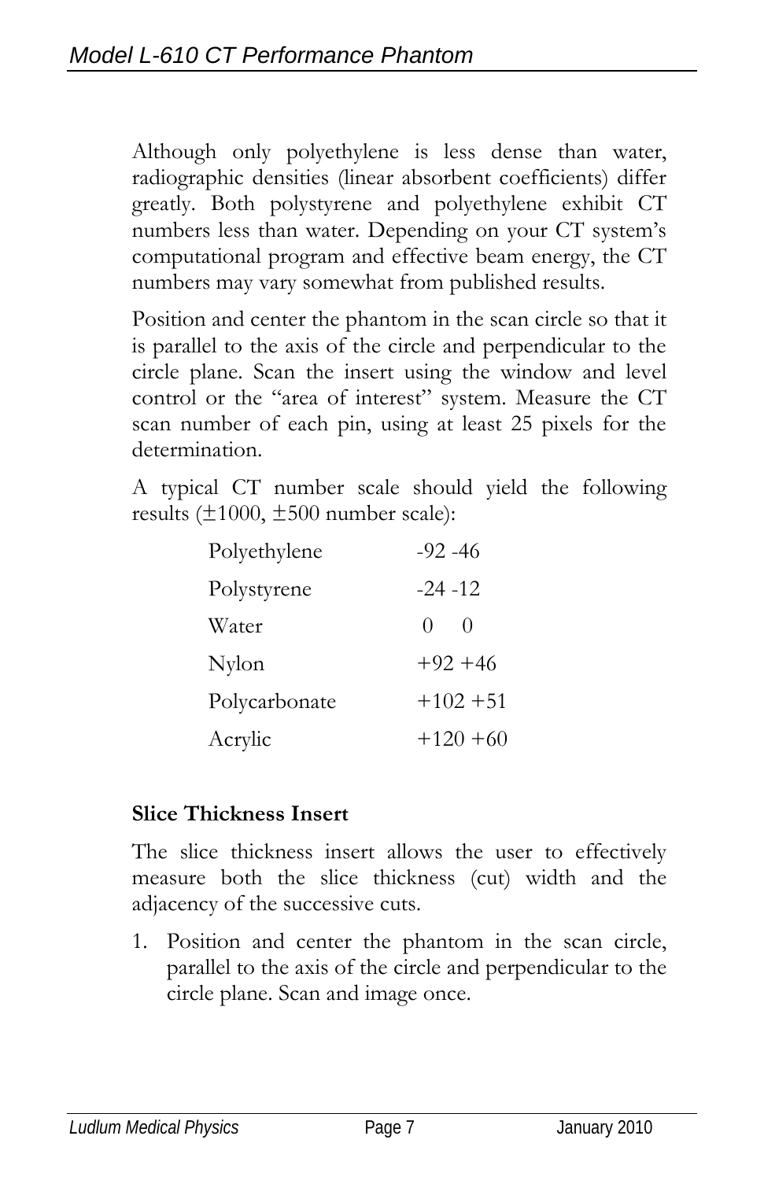Although only polyethylene is less dense than water, radiographic densities (linear absorbent coefficients) differ greatly. Both polystyrene and polyethylene exhibit CT numbers less than water. Depending on your CT system's computational program and effective beam energy, the CT numbers may vary somewhat from published results.

Position and center the phantom in the scan circle so that it is parallel to the axis of the circle and perpendicular to the circle plane. Scan the insert using the window and level control or the "area of interest" system. Measure the CT scan number of each pin, using at least 25 pixels for the determination.

A typical CT number scale should yield the following results (±1000, ±500 number scale):

| | | |
|---|---|---|
| Polyethylene | -92 | -46 |
| Polystyrene | -24 | -12 |
| Water | 0 | 0 |
| Nylon | +92 | +46 |
| Polycarbonate | +102 | +51 |
| Acrylic | +120 | +60 |

**Slice Thickness Insert**

The slice thickness insert allows the user to effectively measure both the slice thickness (cut) width and the adjacency of the successive cuts.

1. Position and center the phantom in the scan circle, parallel to the axis of the circle and perpendicular to the circle plane. Scan and image once.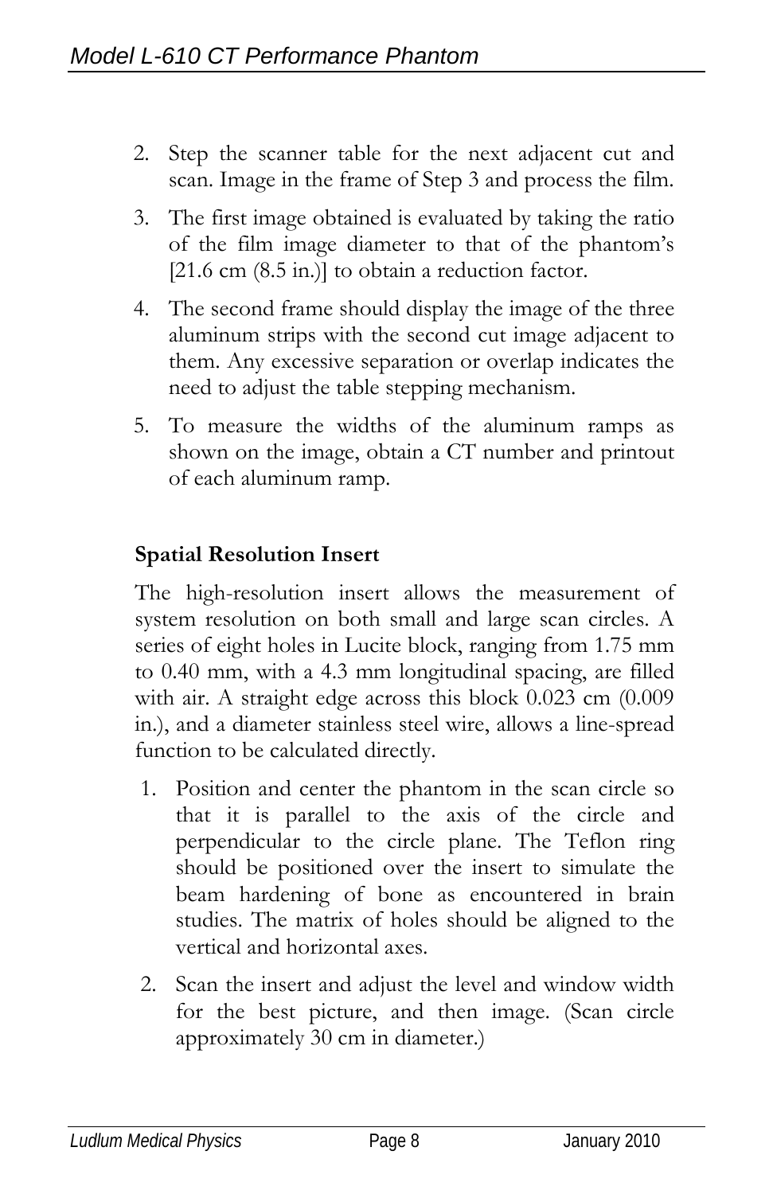2. Step the scanner table for the next adjacent cut and scan. Image in the frame of Step 3 and process the film.
3. The first image obtained is evaluated by taking the ratio of the film image diameter to that of the phantom's [21.6 cm (8.5 in.)] to obtain a reduction factor.
4. The second frame should display the image of the three aluminum strips with the second cut image adjacent to them. Any excessive separation or overlap indicates the need to adjust the table stepping mechanism.
5. To measure the widths of the aluminum ramps as shown on the image, obtain a CT number and printout of each aluminum ramp.

**Spatial Resolution Insert**

The high-resolution insert allows the measurement of system resolution on both small and large scan circles. A series of eight holes in Lucite block, ranging from 1.75 mm to 0.40 mm, with a 4.3 mm longitudinal spacing, are filled with air. A straight edge across this block 0.023 cm (0.009 in.), and a diameter stainless steel wire, allows a line-spread function to be calculated directly.

1. Position and center the phantom in the scan circle so that it is parallel to the axis of the circle and perpendicular to the circle plane. The Teflon ring should be positioned over the insert to simulate the beam hardening of bone as encountered in brain studies. The matrix of holes should be aligned to the vertical and horizontal axes.
2. Scan the insert and adjust the level and window width for the best picture, and then image. (Scan circle approximately 30 cm in diameter.)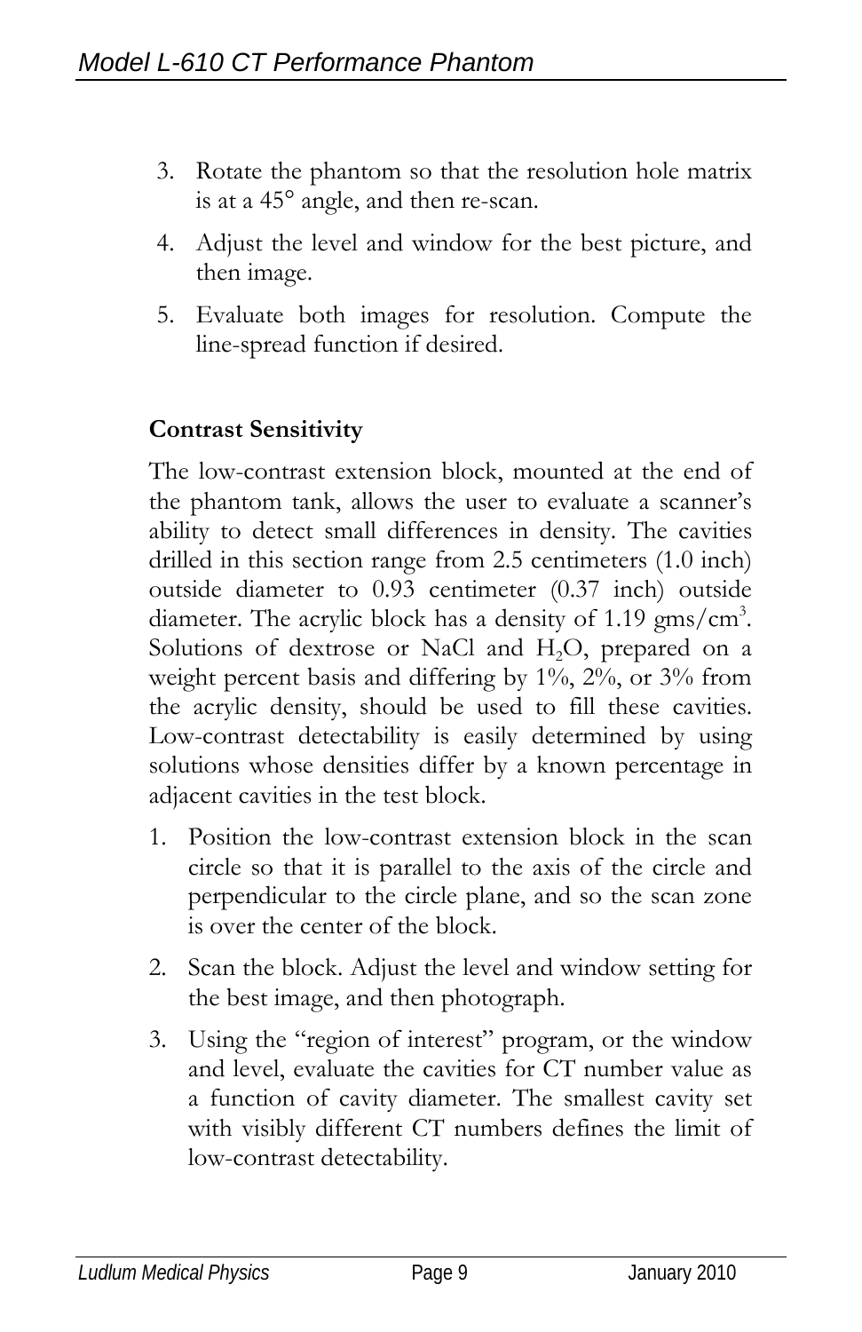3. Rotate the phantom so that the resolution hole matrix is at a 45° angle, and then re-scan.
4. Adjust the level and window for the best picture, and then image.
5. Evaluate both images for resolution. Compute the line-spread function if desired.

**Contrast Sensitivity**

The low-contrast extension block, mounted at the end of the phantom tank, allows the user to evaluate a scanner's ability to detect small differences in density. The cavities drilled in this section range from 2.5 centimeters (1.0 inch) outside diameter to 0.93 centimeter (0.37 inch) outside diameter. The acrylic block has a density of 1.19 gms/cm$^3$. Solutions of dextrose or NaCl and $H_2O$, prepared on a weight percent basis and differing by 1%, 2%, or 3% from the acrylic density, should be used to fill these cavities. Low-contrast detectability is easily determined by using solutions whose densities differ by a known percentage in adjacent cavities in the test block.

1. Position the low-contrast extension block in the scan circle so that it is parallel to the axis of the circle and perpendicular to the circle plane, and so the scan zone is over the center of the block.
2. Scan the block. Adjust the level and window setting for the best image, and then photograph.
3. Using the "region of interest" program, or the window and level, evaluate the cavities for CT number value as a function of cavity diameter. The smallest cavity set with visibly different CT numbers defines the limit of low-contrast detectability.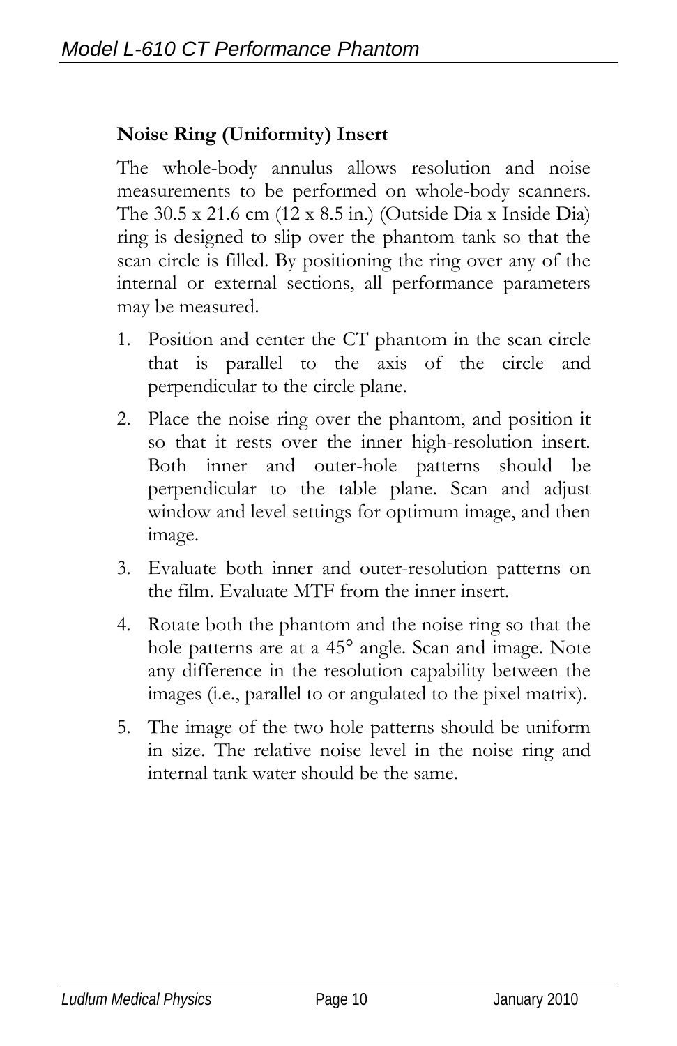**Noise Ring (Uniformity) Insert**

The whole-body annulus allows resolution and noise measurements to be performed on whole-body scanners. The 30.5 x 21.6 cm (12 x 8.5 in.) (Outside Dia x Inside Dia) ring is designed to slip over the phantom tank so that the scan circle is filled. By positioning the ring over any of the internal or external sections, all performance parameters may be measured.

1. Position and center the CT phantom in the scan circle that is parallel to the axis of the circle and perpendicular to the circle plane.
2. Place the noise ring over the phantom, and position it so that it rests over the inner high-resolution insert. Both inner and outer-hole patterns should be perpendicular to the table plane. Scan and adjust window and level settings for optimum image, and then image.
3. Evaluate both inner and outer-resolution patterns on the film. Evaluate MTF from the inner insert.
4. Rotate both the phantom and the noise ring so that the hole patterns are at a 45° angle. Scan and image. Note any difference in the resolution capability between the images (i.e., parallel to or angulated to the pixel matrix).
5. The image of the two hole patterns should be uniform in size. The relative noise level in the noise ring and internal tank water should be the same.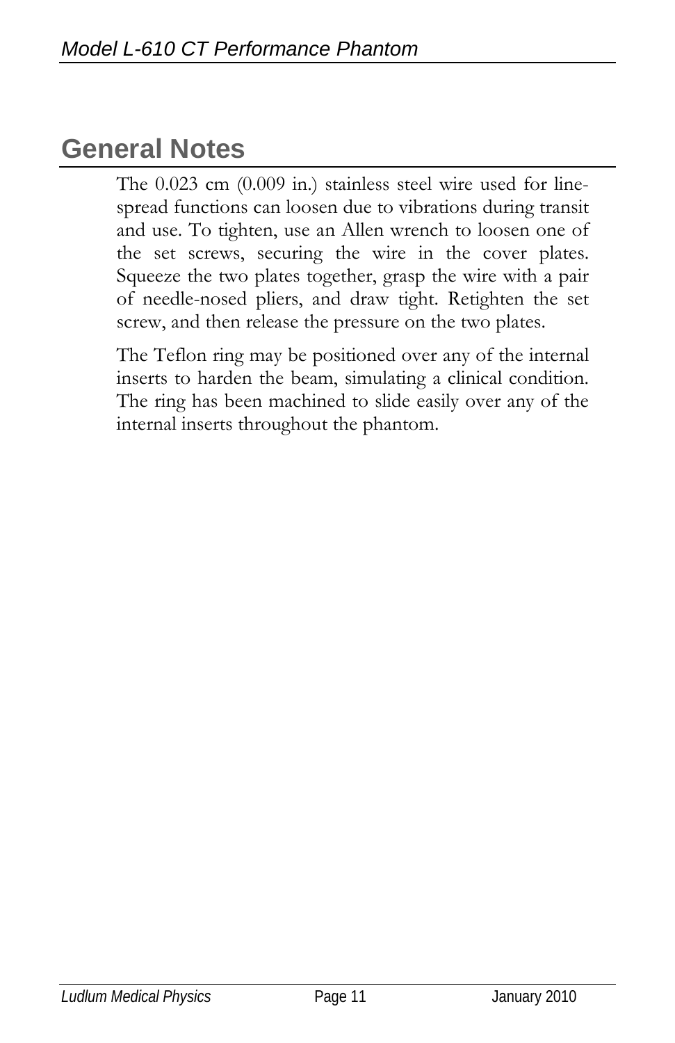## General Notes

The 0.023 cm (0.009 in.) stainless steel wire used for line-spread functions can loosen due to vibrations during transit and use. To tighten, use an Allen wrench to loosen one of the set screws, securing the wire in the cover plates. Squeeze the two plates together, grasp the wire with a pair of needle-nosed pliers, and draw tight. Retighten the set screw, and then release the pressure on the two plates.

The Teflon ring may be positioned over any of the internal inserts to harden the beam, simulating a clinical condition. The ring has been machined to slide easily over any of the internal inserts throughout the phantom.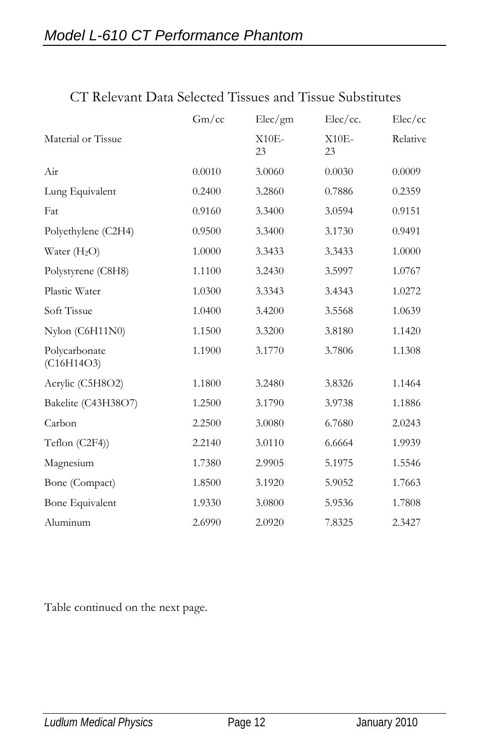## CT Relevant Data Selected Tissues and Tissue Substitutes

| Material or Tissue | Gm/cc | Elec/gm X10E-23 | Elec/cc. X10E-23 | Elec/cc Relative |
|---|---|---|---|---|
| Air | 0.0010 | 3.0060 | 0.0030 | 0.0009 |
| Lung Equivalent | 0.2400 | 3.2860 | 0.7886 | 0.2359 |
| Fat | 0.9160 | 3.3400 | 3.0594 | 0.9151 |
| Polyethylene (C2H4) | 0.9500 | 3.3400 | 3.1730 | 0.9491 |
| Water ($H_2O$) | 1.0000 | 3.3433 | 3.3433 | 1.0000 |
| Polystyrene (C8H8) | 1.1100 | 3.2430 | 3.5997 | 1.0767 |
| Plastic Water | 1.0300 | 3.3343 | 3.4343 | 1.0272 |
| Soft Tissue | 1.0400 | 3.4200 | 3.5568 | 1.0639 |
| Nylon (C6H11N0) | 1.1500 | 3.3200 | 3.8180 | 1.1420 |
| Polycarbonate (C16H14O3) | 1.1900 | 3.1770 | 3.7806 | 1.1308 |
| Acrylic (C5H8O2) | 1.1800 | 3.2480 | 3.8326 | 1.1464 |
| Bakelite (C43H38O7) | 1.2500 | 3.1790 | 3.9738 | 1.1886 |
| Carbon | 2.2500 | 3.0080 | 6.7680 | 2.0243 |
| Teflon (C2F4)) | 2.2140 | 3.0110 | 6.6664 | 1.9939 |
| Magnesium | 1.7380 | 2.9905 | 5.1975 | 1.5546 |
| Bone (Compact) | 1.8500 | 3.1920 | 5.9052 | 1.7663 |
| Bone Equivalent | 1.9330 | 3.0800 | 5.9536 | 1.7808 |
| Aluminum | 2.6990 | 2.0920 | 7.8325 | 2.3427 |

Table continued on the next page.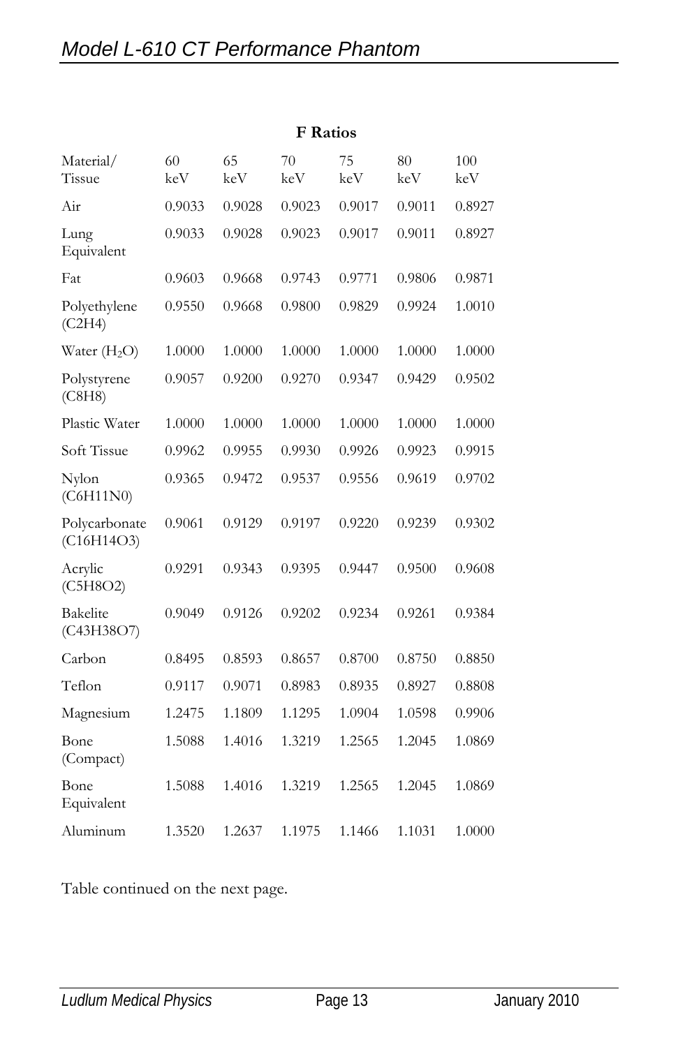**F Ratios**

| Material/ Tissue | 60 keV | 65 keV | 70 keV | 75 keV | 80 keV | 100 keV |
|---|---|---|---|---|---|---|
| Air | 0.9033 | 0.9028 | 0.9023 | 0.9017 | 0.9011 | 0.8927 |
| Lung Equivalent | 0.9033 | 0.9028 | 0.9023 | 0.9017 | 0.9011 | 0.8927 |
| Fat | 0.9603 | 0.9668 | 0.9743 | 0.9771 | 0.9806 | 0.9871 |
| Polyethylene (C2H4) | 0.9550 | 0.9668 | 0.9800 | 0.9829 | 0.9924 | 1.0010 |
| Water ($H_2O$) | 1.0000 | 1.0000 | 1.0000 | 1.0000 | 1.0000 | 1.0000 |
| Polystyrene (C8H8) | 0.9057 | 0.9200 | 0.9270 | 0.9347 | 0.9429 | 0.9502 |
| Plastic Water | 1.0000 | 1.0000 | 1.0000 | 1.0000 | 1.0000 | 1.0000 |
| Soft Tissue | 0.9962 | 0.9955 | 0.9930 | 0.9926 | 0.9923 | 0.9915 |
| Nylon (C6H11N0) | 0.9365 | 0.9472 | 0.9537 | 0.9556 | 0.9619 | 0.9702 |
| Polycarbonate (C16H14O3) | 0.9061 | 0.9129 | 0.9197 | 0.9220 | 0.9239 | 0.9302 |
| Acrylic (C5H8O2) | 0.9291 | 0.9343 | 0.9395 | 0.9447 | 0.9500 | 0.9608 |
| Bakelite (C43H38O7) | 0.9049 | 0.9126 | 0.9202 | 0.9234 | 0.9261 | 0.9384 |
| Carbon | 0.8495 | 0.8593 | 0.8657 | 0.8700 | 0.8750 | 0.8850 |
| Teflon | 0.9117 | 0.9071 | 0.8983 | 0.8935 | 0.8927 | 0.8808 |
| Magnesium | 1.2475 | 1.1809 | 1.1295 | 1.0904 | 1.0598 | 0.9906 |
| Bone (Compact) | 1.5088 | 1.4016 | 1.3219 | 1.2565 | 1.2045 | 1.0869 |
| Bone Equivalent | 1.5088 | 1.4016 | 1.3219 | 1.2565 | 1.2045 | 1.0869 |
| Aluminum | 1.3520 | 1.2637 | 1.1975 | 1.1466 | 1.1031 | 1.0000 |

Table continued on the next page.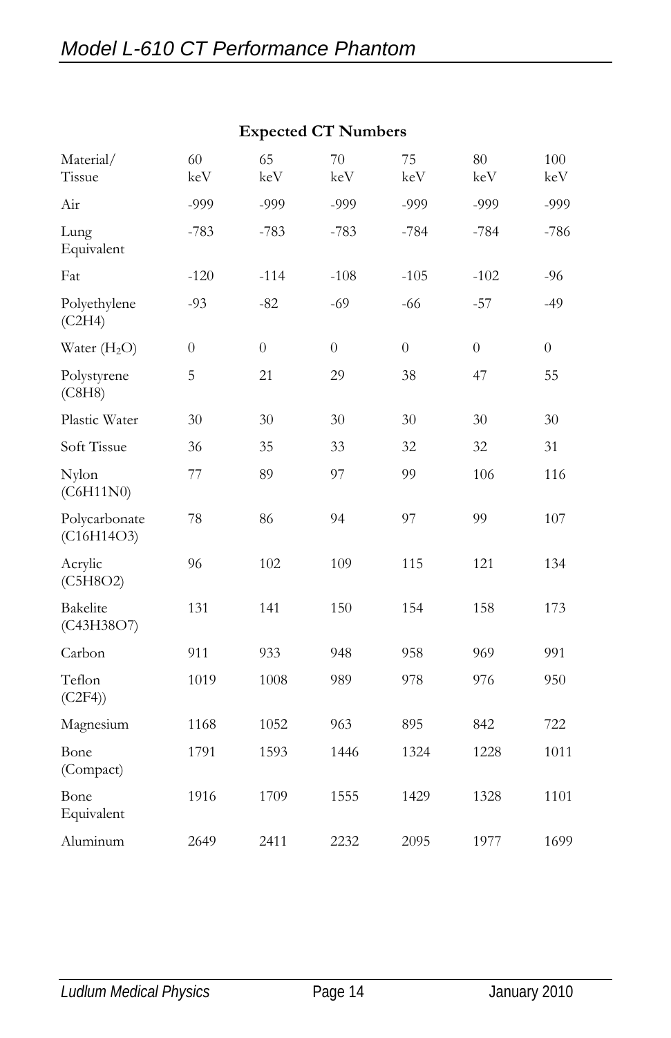**Expected CT Numbers**

| Material/ Tissue | 60 keV | 65 keV | 70 keV | 75 keV | 80 keV | 100 keV |
|---|---|---|---|---|---|---|
| Air | -999 | -999 | -999 | -999 | -999 | -999 |
| Lung Equivalent | -783 | -783 | -783 | -784 | -784 | -786 |
| Fat | -120 | -114 | -108 | -105 | -102 | -96 |
| Polyethylene (C2H4) | -93 | -82 | -69 | -66 | -57 | -49 |
| Water ($H_2O$) | 0 | 0 | 0 | 0 | 0 | 0 |
| Polystyrene (C8H8) | 5 | 21 | 29 | 38 | 47 | 55 |
| Plastic Water | 30 | 30 | 30 | 30 | 30 | 30 |
| Soft Tissue | 36 | 35 | 33 | 32 | 32 | 31 |
| Nylon (C6H11N0) | 77 | 89 | 97 | 99 | 106 | 116 |
| Polycarbonate (C16H14O3) | 78 | 86 | 94 | 97 | 99 | 107 |
| Acrylic (C5H8O2) | 96 | 102 | 109 | 115 | 121 | 134 |
| Bakelite (C43H38O7) | 131 | 141 | 150 | 154 | 158 | 173 |
| Carbon | 911 | 933 | 948 | 958 | 969 | 991 |
| Teflon (C2F4)) | 1019 | 1008 | 989 | 978 | 976 | 950 |
| Magnesium | 1168 | 1052 | 963 | 895 | 842 | 722 |
| Bone (Compact) | 1791 | 1593 | 1446 | 1324 | 1228 | 1011 |
| Bone Equivalent | 1916 | 1709 | 1555 | 1429 | 1328 | 1101 |
| Aluminum | 2649 | 2411 | 2232 | 2095 | 1977 | 1699 |